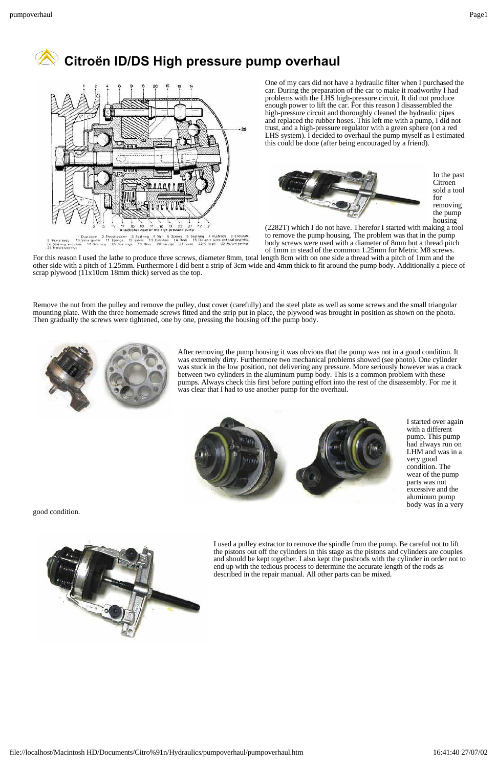# Citroën ID/DS High pressure pump overhaul

One of my cars did not have a hydraulic filter when I purchased the car. During the preparation of the car to make it roadworthy I had problems with the LHS high-pressure circuit. It did not produce enough power to lift the car. For this reason I disassembled the high-pressure circuit and thoroughly cleaned the hydraulic pipes and replaced the rubber hoses. This left me with a pump, I did not trust, and a high-pressure regulator with a green sphere (on a red LHS system). I decided to overhaul the pump myself as I estimated this could be done (after being encouraged by a friend).

In the past Citroen sold a tool for removing the pump housing (2282T) which I do not have. Therefor I started with making a tool to remove the pump housing. The problem was that in the pump body screws were used with a diameter of 8mm but a thread pitch of 1mm in stead of the common 1.25mm for Metric M8 screws. For this reason I used the lathe to produce three screws, diameter 8mm, total length 8cm with on one side a thread with a pitch of 1mm and the other side with a pitch of 1.25mm. Furthermore I did bent a strip of 3cm wide and 4mm thick to fit around the pump body. Additionally a piece of scrap plywood (11x10cm 18mm thick) served as the top.

Remove the nut from the pulley and remove the pulley, dust cover (carefully) and the steel plate as well as some screws and the small triangular mounting plate. With the three homemade screws fitted and the strip put in place, the plywood was brought in position as shown on the photo. Then gradually the screws were tightened, one by one, pressing the housing off the pump body.

After removing the pump housing it was obvious that the pump was not in a good condition. It was extremely dirty. Furthermore two mechanical problems showed (see photo). One cylinder was stuck in the low position, not delivering any pressure. More seriously however was a crack between two cylinders in the aluminum pump body. This is a common problem with these pumps. Always check this first before putting effort into the rest of the disassembly. For me it was clear that I had to use another pump for the overhaul.

I started over again with a different pump. This pump had always run on LHM and was in a very good condition. The wear of the pump parts was not excessive and the aluminum pump body was in a very good condition.

I used a pulley extractor to remove the spindle from the pump. Be careful not to lift the pistons out off the cylinders in this stage as the pistons and cylinders are couples and should be kept together. I also kept the pushrods with the cylinder in order not to end up with the tedious process to determine the accurate length of the rods as described in the repair manual. All other parts can be mixed.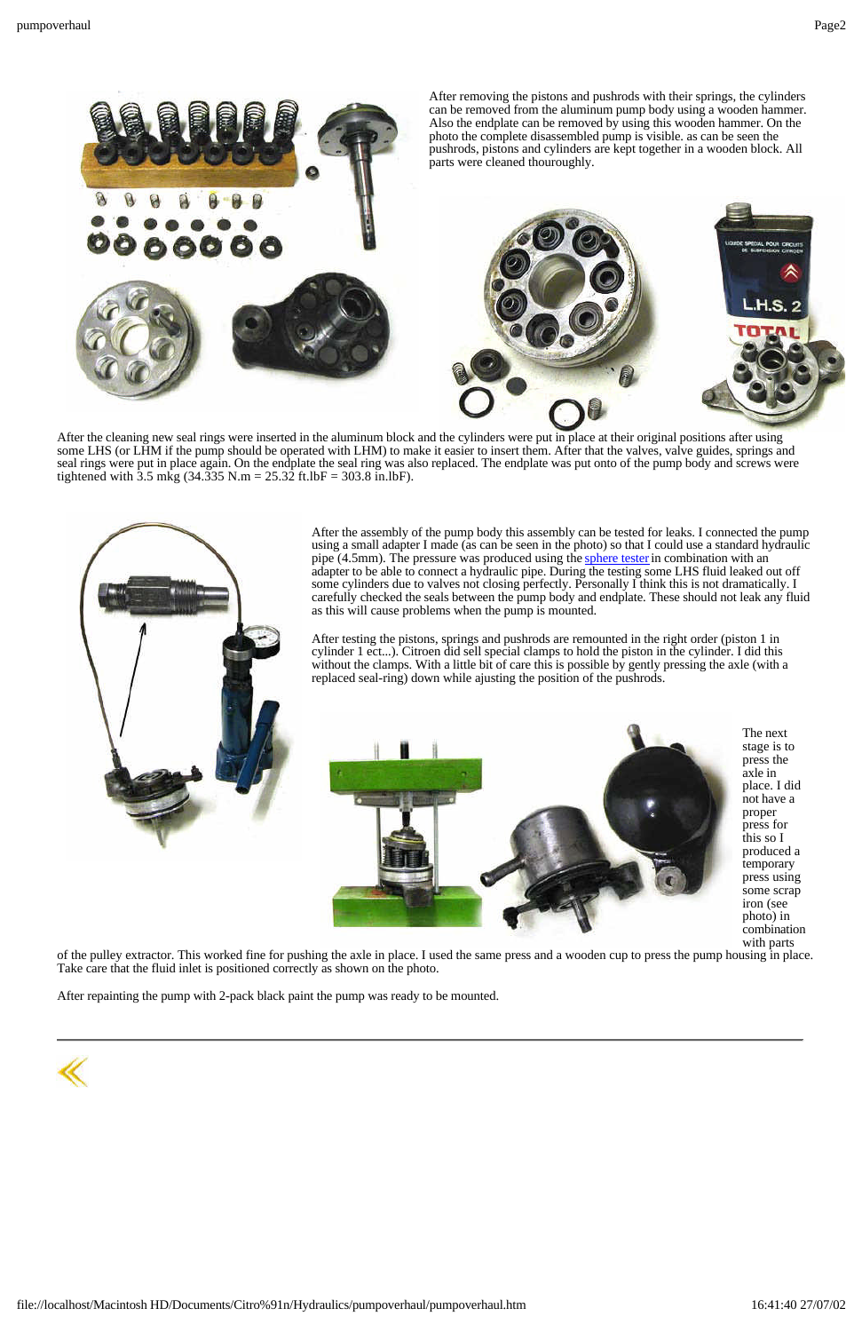After removing the pistons and pushrods with their springs, the cylinders can be removed from the aluminum pump body using a wooden hammer. Also the endplate can be removed by using this wooden hammer. On the photo the complete disassembled pump is visible. as can be seen the pushrods, pistons and cylinders are kept together in a wooden block. All parts were cleaned thouroughly.

After the cleaning new seal rings were inserted in the aluminum block and the cylinders were put in place at their original positions after using some LHS (or LHM if the pump should be operated with LHM) to make it easier to insert them. After that the valves, valve guides, springs and seal rings were put in place again. On the endplate the seal ring was also replaced. The endplate was put onto of the pump body and screws were tightened with 3.5 mkg (34.335 N.m = 25.32 ft.lbF = 303.8 in.lbF).

After the assembly of the pump body this assembly can be tested for leaks. I connected the pump using a small adapter I made (as can be seen in the photo) so that I could use a standard hydraulic pipe (4.5mm). The pressure was produced using the sphere tester in combination with an adapter to be able to connect a hydraulic pipe. During the testing some LHS fluid leaked out off some cylinders due to valves not closing perfectly. Personally I think this is not dramatically. I carefully checked the seals between the pump body and endplate. These should not leak any fluid as this will cause problems when the pump is mounted.

After testing the pistons, springs and pushrods are remounted in the right order (piston 1 in cylinder 1 ect...). Citroen did sell special clamps to hold the piston in the cylinder. I did this without the clamps. With a little bit of care this is possible by gently pressing the axle (with a replaced seal-ring) down while ajusting the position of the pushrods.

The next stage is to press the axle in place. I did not have a proper press for this so I produced a temporary press using some scrap iron (see photo) in combination with parts of the pulley extractor. This worked fine for pushing the axle in place. I used the same press and a wooden cup to press the pump housing in place. Take care that the fluid inlet is positioned correctly as shown on the photo.

After repainting the pump with 2-pack black paint the pump was ready to be mounted.